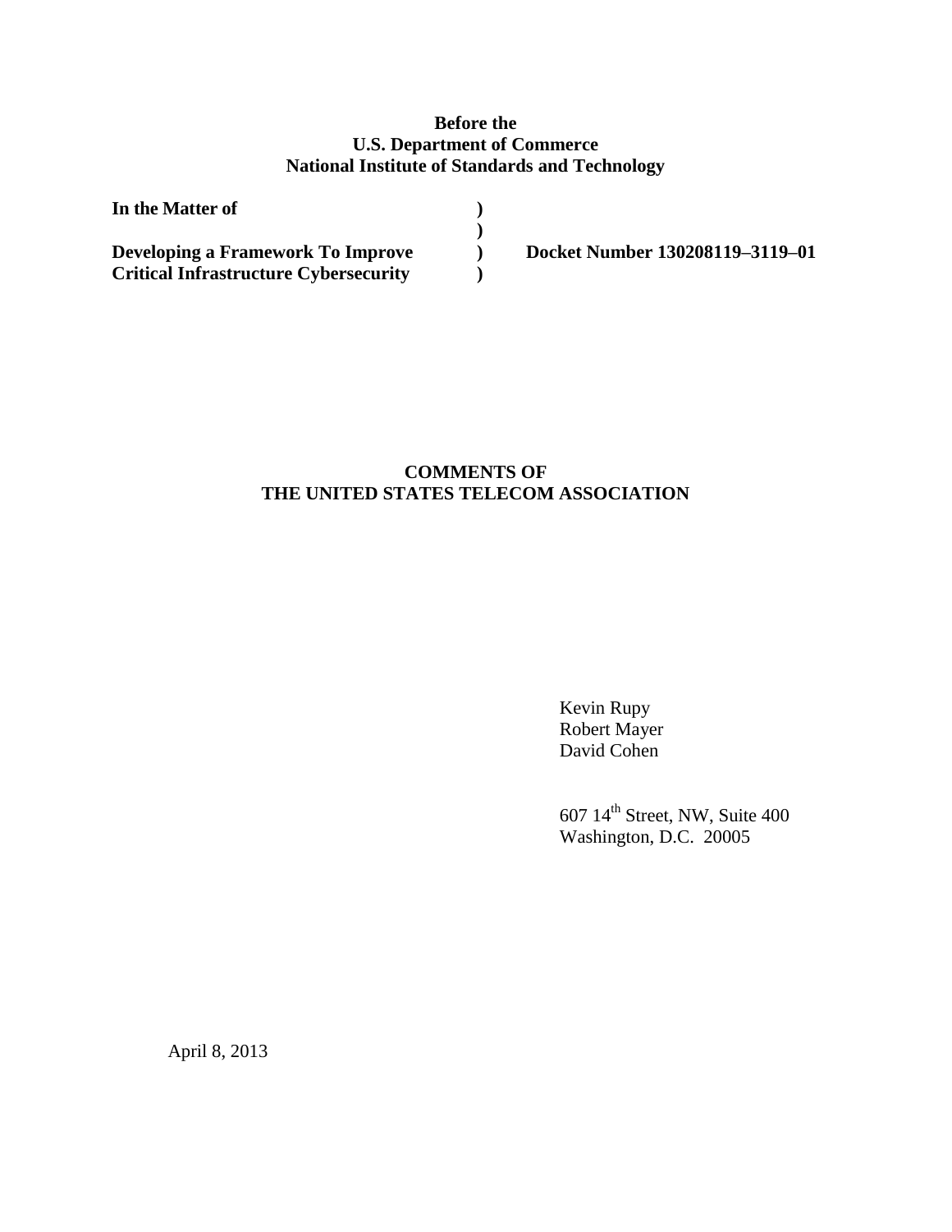**Before the**
**U.S. Department of Commerce**
**National Institute of Standards and Technology**

| | | |
|---|---|---|
| **In the Matter of** | **)** | |
| | **)** | |
| **Developing a Framework To Improve** | **)** | **Docket Number 130208119–3119–01** |
| **Critical Infrastructure Cybersecurity** | **)** | |

**COMMENTS OF**
**THE UNITED STATES TELECOM ASSOCIATION**

Kevin Rupy
Robert Mayer
David Cohen

607 14th Street, NW, Suite 400
Washington, D.C. 20005

April 8, 2013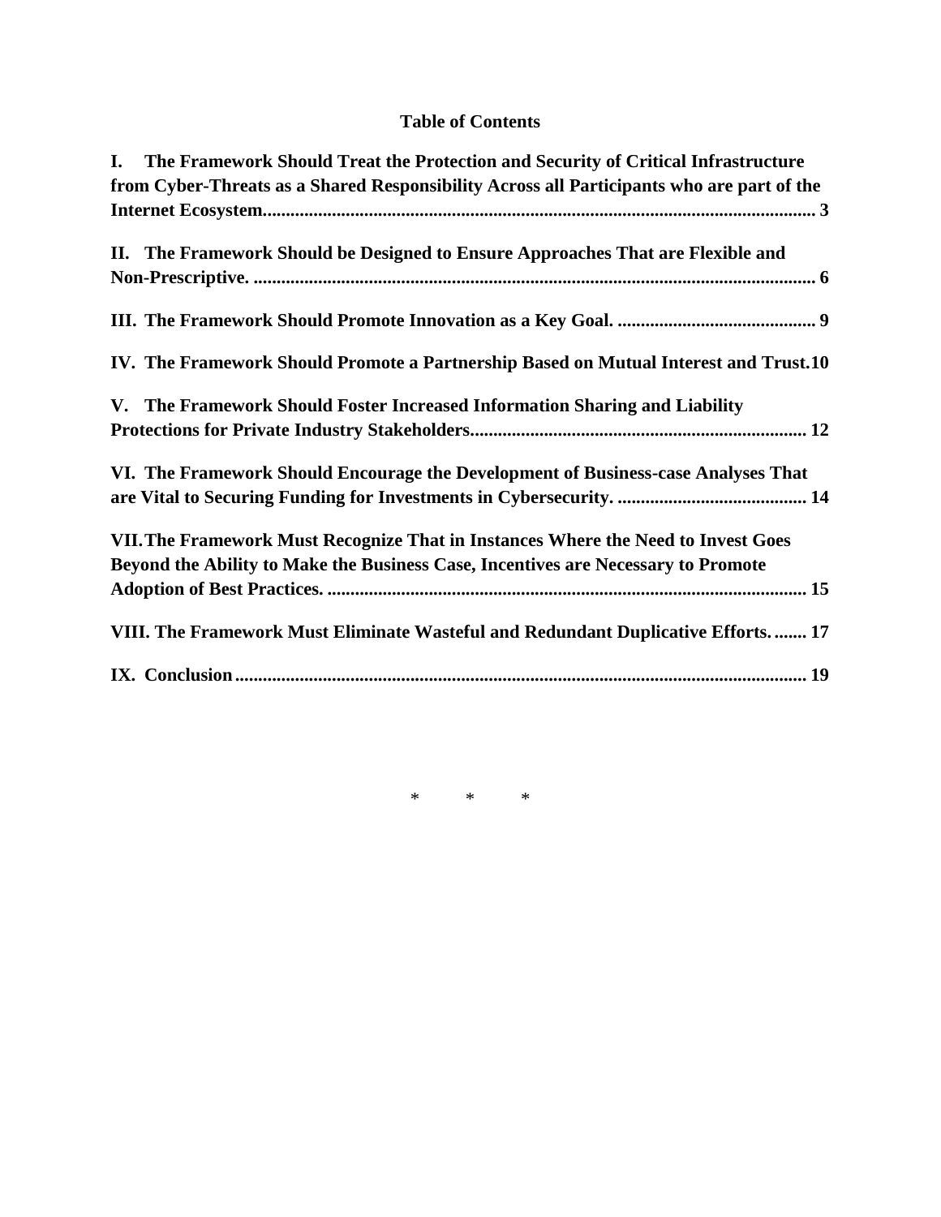**Table of Contents**

**I. The Framework Should Treat the Protection and Security of Critical Infrastructure from Cyber-Threats as a Shared Responsibility Across all Participants who are part of the Internet Ecosystem. .......... 3**

**II. The Framework Should be Designed to Ensure Approaches That are Flexible and Non-Prescriptive. .......... 6**

**III. The Framework Should Promote Innovation as a Key Goal. .......... 9**

**IV. The Framework Should Promote a Partnership Based on Mutual Interest and Trust. 10**

**V. The Framework Should Foster Increased Information Sharing and Liability Protections for Private Industry Stakeholders. .......... 12**

**VI. The Framework Should Encourage the Development of Business-case Analyses That are Vital to Securing Funding for Investments in Cybersecurity. .......... 14**

**VII. The Framework Must Recognize That in Instances Where the Need to Invest Goes Beyond the Ability to Make the Business Case, Incentives are Necessary to Promote Adoption of Best Practices. .......... 15**

**VIII. The Framework Must Eliminate Wasteful and Redundant Duplicative Efforts. .......... 17**

**IX. Conclusion .......... 19**

\* \* \*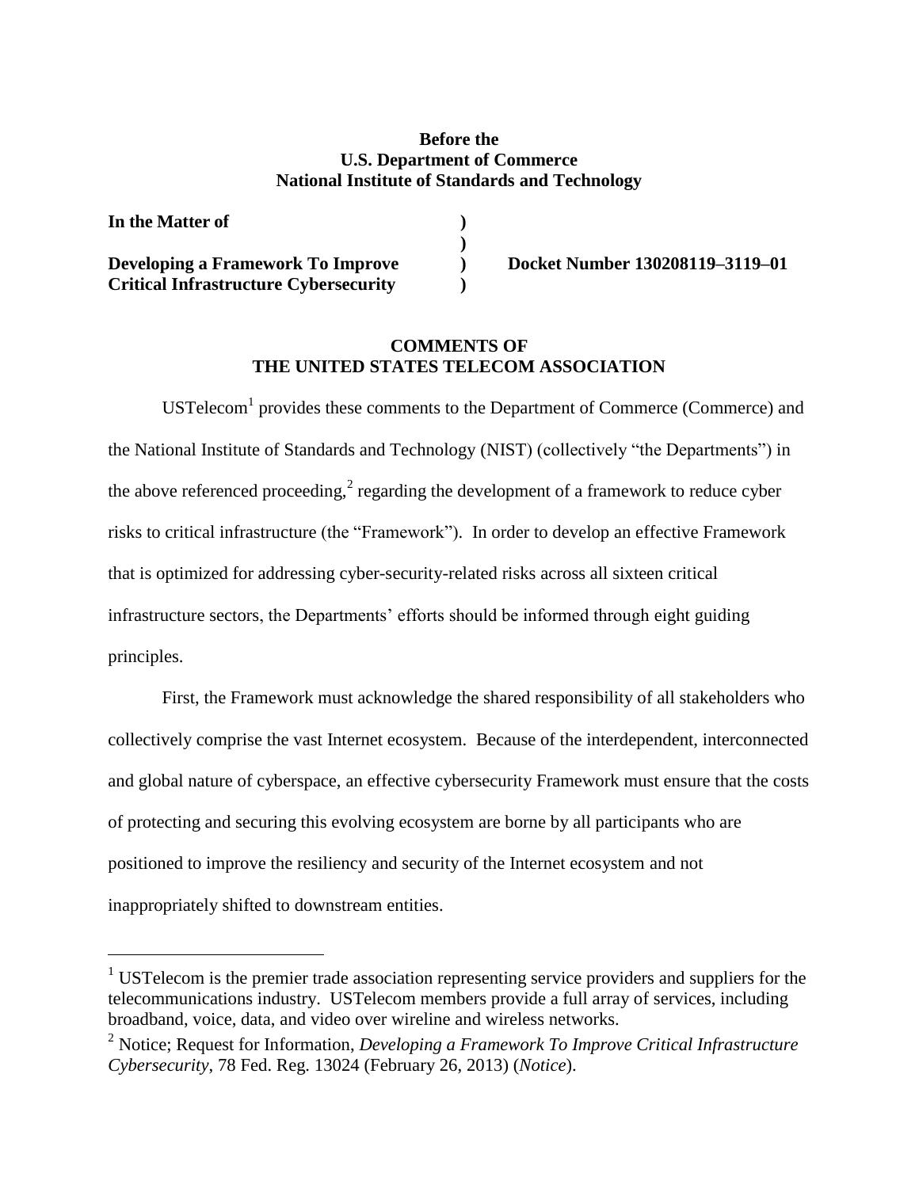**Before the**
**U.S. Department of Commerce**
**National Institute of Standards and Technology**

| | | |
|---|---|---|
| **In the Matter of** | **)** | |
| | **)** | |
| **Developing a Framework To Improve** | **)** | **Docket Number 130208119–3119–01** |
| **Critical Infrastructure Cybersecurity** | **)** | |

## COMMENTS OF
## THE UNITED STATES TELECOM ASSOCIATION

USTelecom[1] provides these comments to the Department of Commerce (Commerce) and the National Institute of Standards and Technology (NIST) (collectively "the Departments") in the above referenced proceeding,[2] regarding the development of a framework to reduce cyber risks to critical infrastructure (the "Framework"). In order to develop an effective Framework that is optimized for addressing cyber-security-related risks across all sixteen critical infrastructure sectors, the Departments' efforts should be informed through eight guiding principles.

First, the Framework must acknowledge the shared responsibility of all stakeholders who collectively comprise the vast Internet ecosystem. Because of the interdependent, interconnected and global nature of cyberspace, an effective cybersecurity Framework must ensure that the costs of protecting and securing this evolving ecosystem are borne by all participants who are positioned to improve the resiliency and security of the Internet ecosystem and not inappropriately shifted to downstream entities.

---

[1] USTelecom is the premier trade association representing service providers and suppliers for the telecommunications industry. USTelecom members provide a full array of services, including broadband, voice, data, and video over wireline and wireless networks.

[2] Notice; Request for Information, *Developing a Framework To Improve Critical Infrastructure Cybersecurity*, 78 Fed. Reg. 13024 (February 26, 2013) (*Notice*).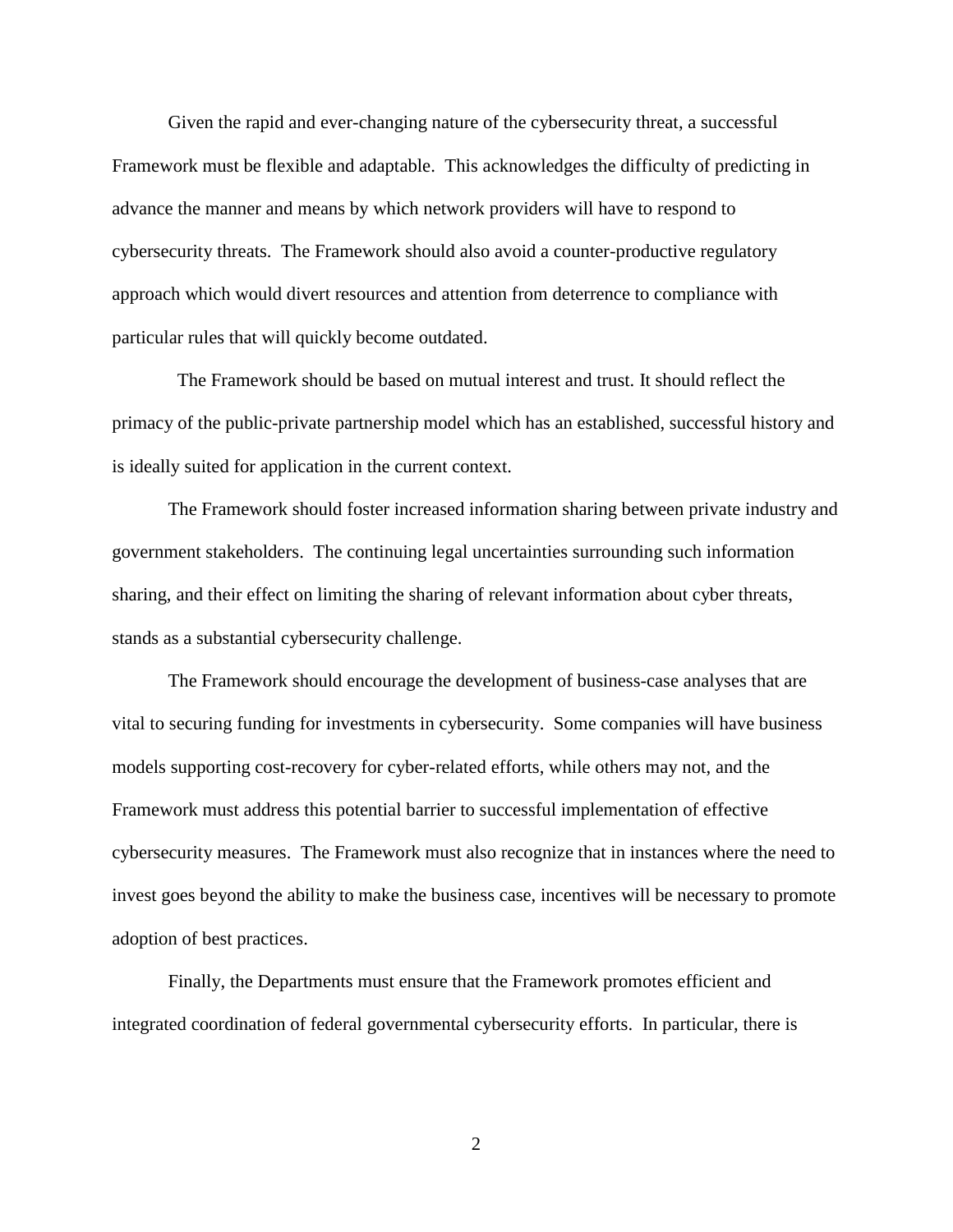Given the rapid and ever-changing nature of the cybersecurity threat, a successful Framework must be flexible and adaptable. This acknowledges the difficulty of predicting in advance the manner and means by which network providers will have to respond to cybersecurity threats. The Framework should also avoid a counter-productive regulatory approach which would divert resources and attention from deterrence to compliance with particular rules that will quickly become outdated.

The Framework should be based on mutual interest and trust. It should reflect the primacy of the public-private partnership model which has an established, successful history and is ideally suited for application in the current context.

The Framework should foster increased information sharing between private industry and government stakeholders. The continuing legal uncertainties surrounding such information sharing, and their effect on limiting the sharing of relevant information about cyber threats, stands as a substantial cybersecurity challenge.

The Framework should encourage the development of business-case analyses that are vital to securing funding for investments in cybersecurity. Some companies will have business models supporting cost-recovery for cyber-related efforts, while others may not, and the Framework must address this potential barrier to successful implementation of effective cybersecurity measures. The Framework must also recognize that in instances where the need to invest goes beyond the ability to make the business case, incentives will be necessary to promote adoption of best practices.

Finally, the Departments must ensure that the Framework promotes efficient and integrated coordination of federal governmental cybersecurity efforts. In particular, there is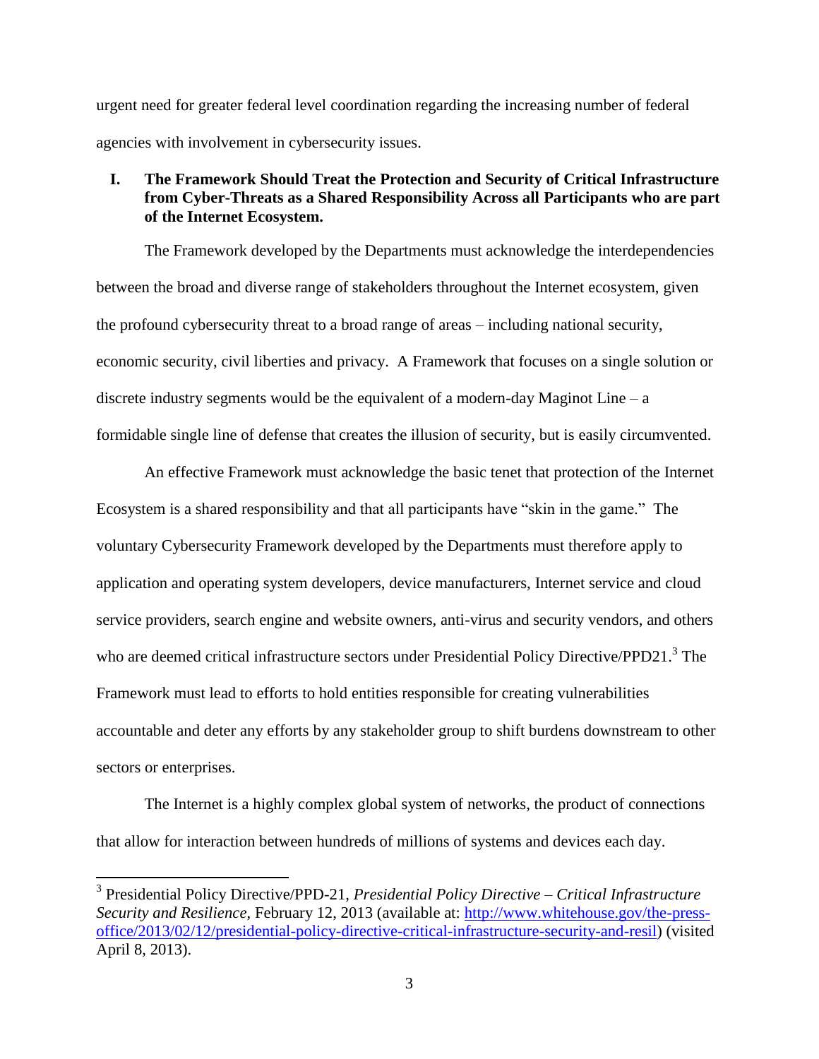urgent need for greater federal level coordination regarding the increasing number of federal agencies with involvement in cybersecurity issues.

## I. The Framework Should Treat the Protection and Security of Critical Infrastructure from Cyber-Threats as a Shared Responsibility Across all Participants who are part of the Internet Ecosystem.

The Framework developed by the Departments must acknowledge the interdependencies between the broad and diverse range of stakeholders throughout the Internet ecosystem, given the profound cybersecurity threat to a broad range of areas – including national security, economic security, civil liberties and privacy. A Framework that focuses on a single solution or discrete industry segments would be the equivalent of a modern-day Maginot Line – a formidable single line of defense that creates the illusion of security, but is easily circumvented.

An effective Framework must acknowledge the basic tenet that protection of the Internet Ecosystem is a shared responsibility and that all participants have "skin in the game." The voluntary Cybersecurity Framework developed by the Departments must therefore apply to application and operating system developers, device manufacturers, Internet service and cloud service providers, search engine and website owners, anti-virus and security vendors, and others who are deemed critical infrastructure sectors under Presidential Policy Directive/PPD21.[3] The Framework must lead to efforts to hold entities responsible for creating vulnerabilities accountable and deter any efforts by any stakeholder group to shift burdens downstream to other sectors or enterprises.

The Internet is a highly complex global system of networks, the product of connections that allow for interaction between hundreds of millions of systems and devices each day.

[3] Presidential Policy Directive/PPD-21, *Presidential Policy Directive – Critical Infrastructure Security and Resilience*, February 12, 2013 (available at: http://www.whitehouse.gov/the-press-office/2013/02/12/presidential-policy-directive-critical-infrastructure-security-and-resil) (visited April 8, 2013).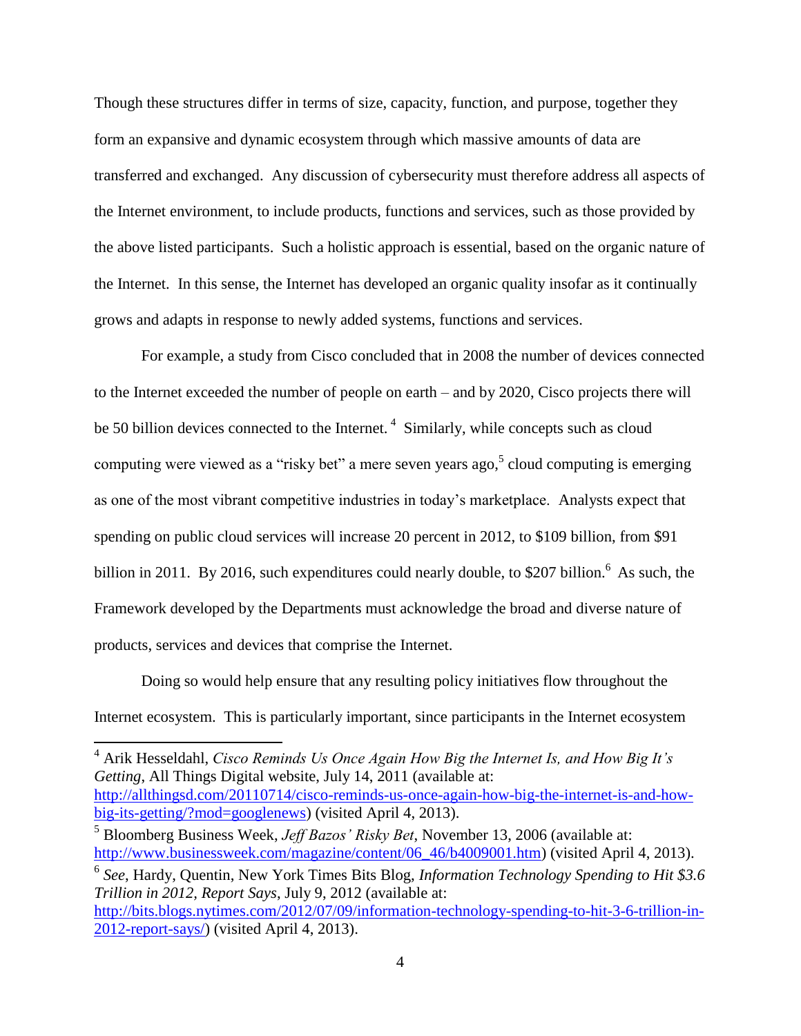Though these structures differ in terms of size, capacity, function, and purpose, together they form an expansive and dynamic ecosystem through which massive amounts of data are transferred and exchanged. Any discussion of cybersecurity must therefore address all aspects of the Internet environment, to include products, functions and services, such as those provided by the above listed participants. Such a holistic approach is essential, based on the organic nature of the Internet. In this sense, the Internet has developed an organic quality insofar as it continually grows and adapts in response to newly added systems, functions and services.

For example, a study from Cisco concluded that in 2008 the number of devices connected to the Internet exceeded the number of people on earth – and by 2020, Cisco projects there will be 50 billion devices connected to the Internet.[4] Similarly, while concepts such as cloud computing were viewed as a "risky bet" a mere seven years ago,[5] cloud computing is emerging as one of the most vibrant competitive industries in today's marketplace. Analysts expect that spending on public cloud services will increase 20 percent in 2012, to $109 billion, from $91 billion in 2011. By 2016, such expenditures could nearly double, to $207 billion.[6] As such, the Framework developed by the Departments must acknowledge the broad and diverse nature of products, services and devices that comprise the Internet.

Doing so would help ensure that any resulting policy initiatives flow throughout the Internet ecosystem. This is particularly important, since participants in the Internet ecosystem

---

[4] Arik Hesseldahl, *Cisco Reminds Us Once Again How Big the Internet Is, and How Big It's Getting*, All Things Digital website, July 14, 2011 (available at: http://allthingsd.com/20110714/cisco-reminds-us-once-again-how-big-the-internet-is-and-how-big-its-getting/?mod=googlenews) (visited April 4, 2013).

[5] Bloomberg Business Week, *Jeff Bazos' Risky Bet*, November 13, 2006 (available at: http://www.businessweek.com/magazine/content/06_46/b4009001.htm) (visited April 4, 2013).

[6] *See*, Hardy, Quentin, New York Times Bits Blog, *Information Technology Spending to Hit $3.6 Trillion in 2012, Report Says*, July 9, 2012 (available at: http://bits.blogs.nytimes.com/2012/07/09/information-technology-spending-to-hit-3-6-trillion-in-2012-report-says/) (visited April 4, 2013).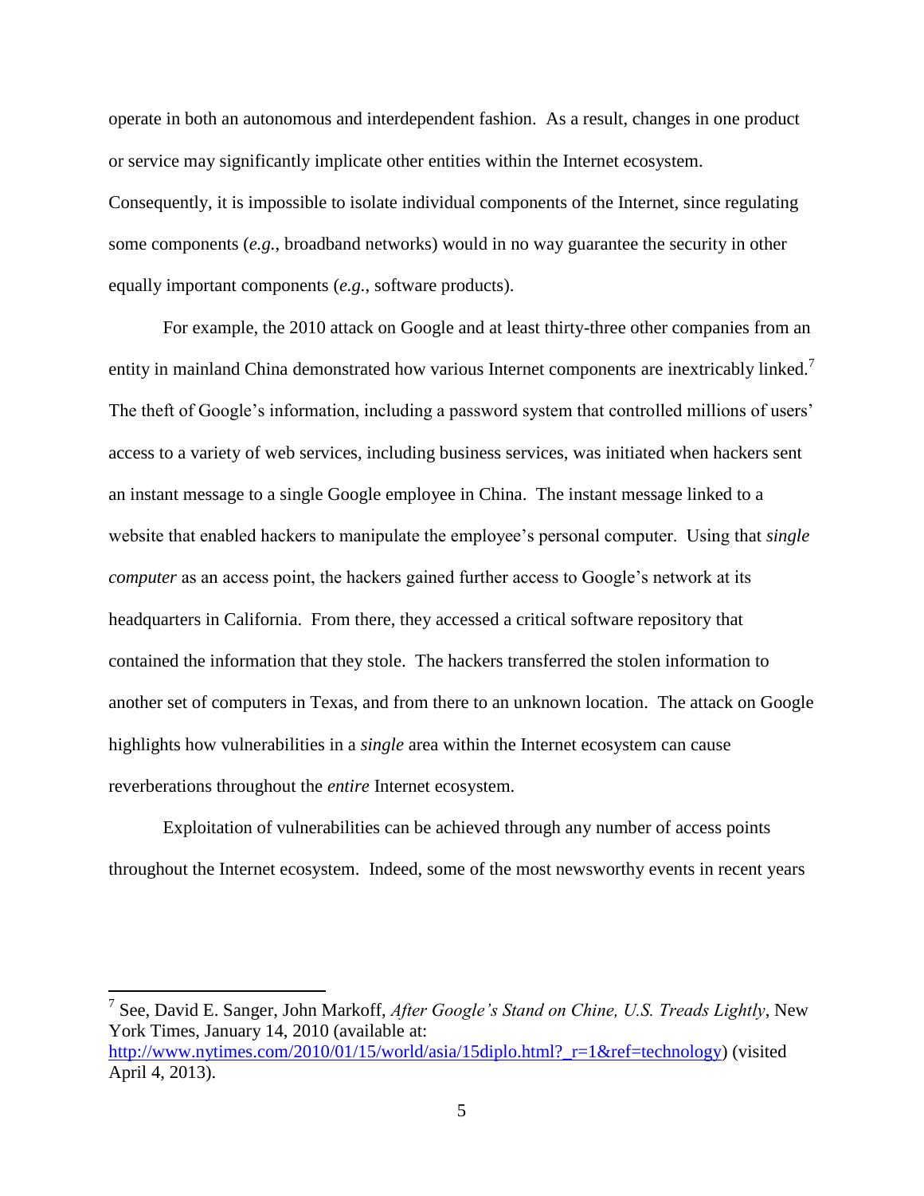operate in both an autonomous and interdependent fashion. As a result, changes in one product or service may significantly implicate other entities within the Internet ecosystem. Consequently, it is impossible to isolate individual components of the Internet, since regulating some components (*e.g.*, broadband networks) would in no way guarantee the security in other equally important components (*e.g.*, software products).

For example, the 2010 attack on Google and at least thirty-three other companies from an entity in mainland China demonstrated how various Internet components are inextricably linked.[7] The theft of Google's information, including a password system that controlled millions of users' access to a variety of web services, including business services, was initiated when hackers sent an instant message to a single Google employee in China. The instant message linked to a website that enabled hackers to manipulate the employee's personal computer. Using that *single computer* as an access point, the hackers gained further access to Google's network at its headquarters in California. From there, they accessed a critical software repository that contained the information that they stole. The hackers transferred the stolen information to another set of computers in Texas, and from there to an unknown location. The attack on Google highlights how vulnerabilities in a *single* area within the Internet ecosystem can cause reverberations throughout the *entire* Internet ecosystem.

Exploitation of vulnerabilities can be achieved through any number of access points throughout the Internet ecosystem. Indeed, some of the most newsworthy events in recent years

---

[7] See, David E. Sanger, John Markoff, *After Google's Stand on Chine, U.S. Treads Lightly*, New York Times, January 14, 2010 (available at: http://www.nytimes.com/2010/01/15/world/asia/15diplo.html?_r=1&ref=technology) (visited April 4, 2013).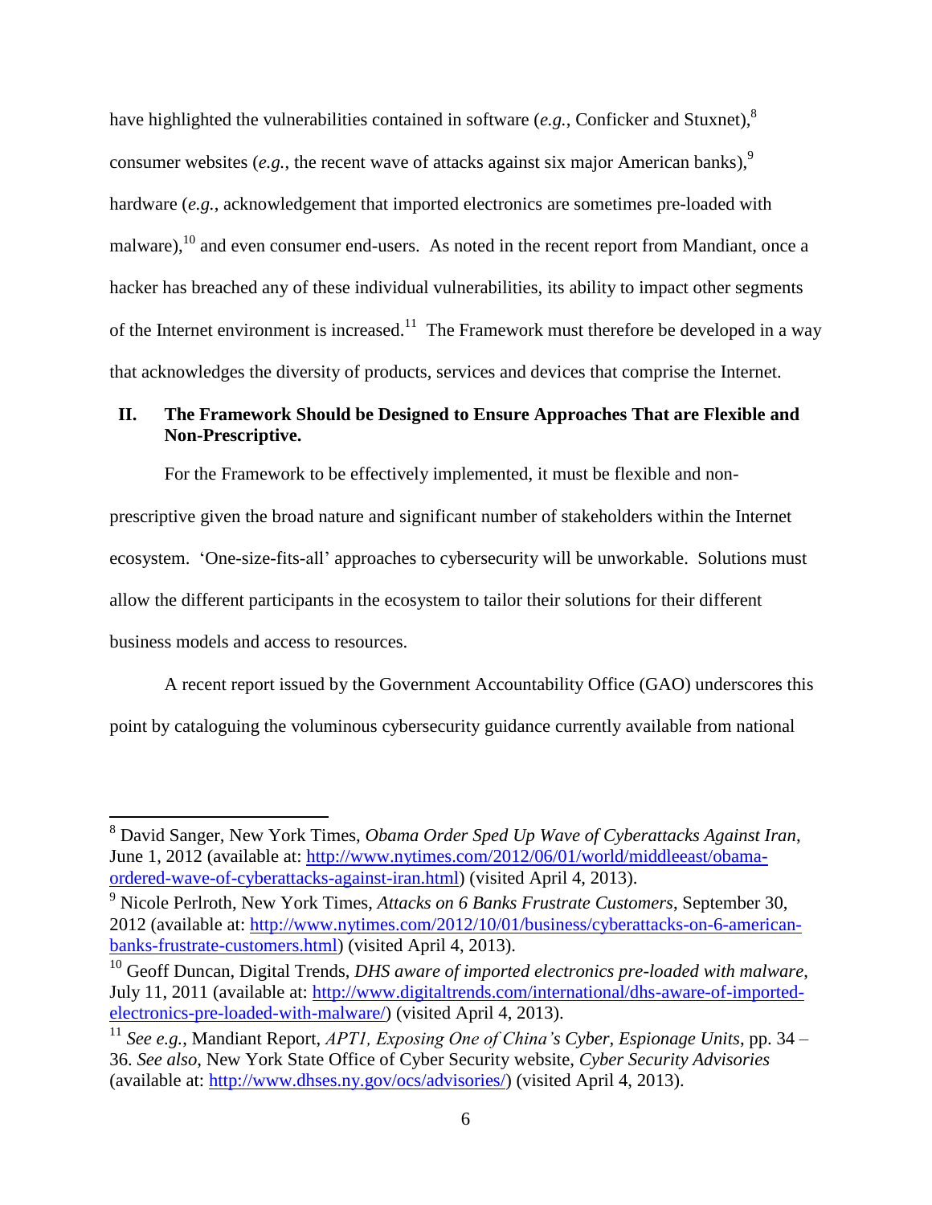have highlighted the vulnerabilities contained in software (*e.g.*, Conficker and Stuxnet),[8] consumer websites (*e.g.*, the recent wave of attacks against six major American banks),[9] hardware (*e.g.*, acknowledgement that imported electronics are sometimes pre-loaded with malware),[10] and even consumer end-users. As noted in the recent report from Mandiant, once a hacker has breached any of these individual vulnerabilities, its ability to impact other segments of the Internet environment is increased.[11] The Framework must therefore be developed in a way that acknowledges the diversity of products, services and devices that comprise the Internet.

## II. The Framework Should be Designed to Ensure Approaches That are Flexible and Non-Prescriptive.

For the Framework to be effectively implemented, it must be flexible and non-prescriptive given the broad nature and significant number of stakeholders within the Internet ecosystem. 'One-size-fits-all' approaches to cybersecurity will be unworkable. Solutions must allow the different participants in the ecosystem to tailor their solutions for their different business models and access to resources.

A recent report issued by the Government Accountability Office (GAO) underscores this point by cataloguing the voluminous cybersecurity guidance currently available from national

---

[8] David Sanger, New York Times, *Obama Order Sped Up Wave of Cyberattacks Against Iran*, June 1, 2012 (available at: http://www.nytimes.com/2012/06/01/world/middleeast/obama-ordered-wave-of-cyberattacks-against-iran.html) (visited April 4, 2013).

[9] Nicole Perlroth, New York Times, *Attacks on 6 Banks Frustrate Customers*, September 30, 2012 (available at: http://www.nytimes.com/2012/10/01/business/cyberattacks-on-6-american-banks-frustrate-customers.html) (visited April 4, 2013).

[10] Geoff Duncan, Digital Trends, *DHS aware of imported electronics pre-loaded with malware*, July 11, 2011 (available at: http://www.digitaltrends.com/international/dhs-aware-of-imported-electronics-pre-loaded-with-malware/) (visited April 4, 2013).

[11] *See e.g.*, Mandiant Report, *APT1, Exposing One of China's Cyber, Espionage Units*, pp. 34 – 36. *See also*, New York State Office of Cyber Security website, *Cyber Security Advisories* (available at: http://www.dhses.ny.gov/ocs/advisories/) (visited April 4, 2013).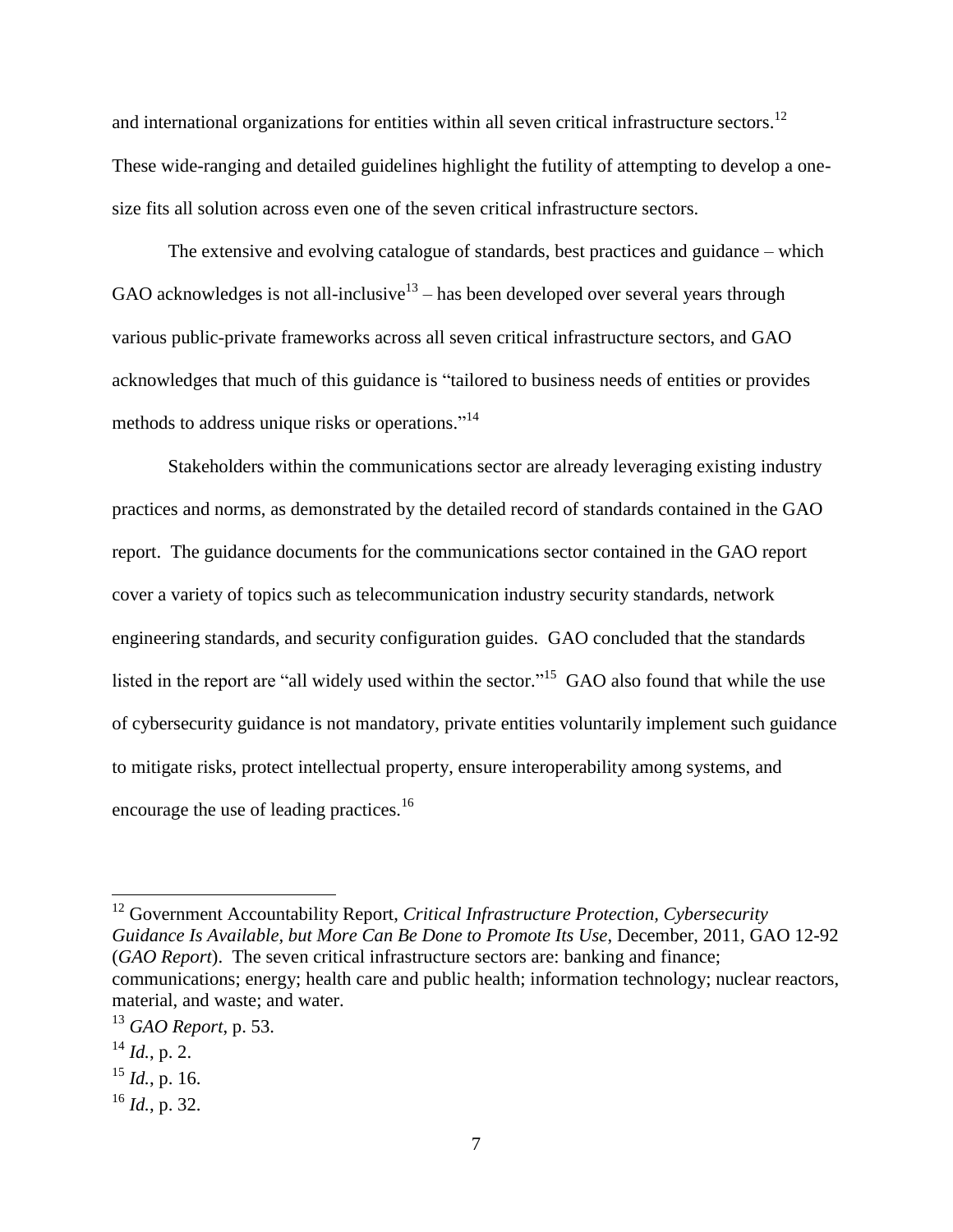and international organizations for entities within all seven critical infrastructure sectors.[12] These wide-ranging and detailed guidelines highlight the futility of attempting to develop a one-size fits all solution across even one of the seven critical infrastructure sectors.

The extensive and evolving catalogue of standards, best practices and guidance – which GAO acknowledges is not all-inclusive[13] – has been developed over several years through various public-private frameworks across all seven critical infrastructure sectors, and GAO acknowledges that much of this guidance is "tailored to business needs of entities or provides methods to address unique risks or operations."[14]

Stakeholders within the communications sector are already leveraging existing industry practices and norms, as demonstrated by the detailed record of standards contained in the GAO report. The guidance documents for the communications sector contained in the GAO report cover a variety of topics such as telecommunication industry security standards, network engineering standards, and security configuration guides. GAO concluded that the standards listed in the report are "all widely used within the sector."[15] GAO also found that while the use of cybersecurity guidance is not mandatory, private entities voluntarily implement such guidance to mitigate risks, protect intellectual property, ensure interoperability among systems, and encourage the use of leading practices.[16]

---

[12] Government Accountability Report, *Critical Infrastructure Protection, Cybersecurity Guidance Is Available, but More Can Be Done to Promote Its Use*, December, 2011, GAO 12-92 (*GAO Report*). The seven critical infrastructure sectors are: banking and finance; communications; energy; health care and public health; information technology; nuclear reactors, material, and waste; and water.

[13] *GAO Report*, p. 53.

[14] *Id.*, p. 2.

[15] *Id.*, p. 16.

[16] *Id.*, p. 32.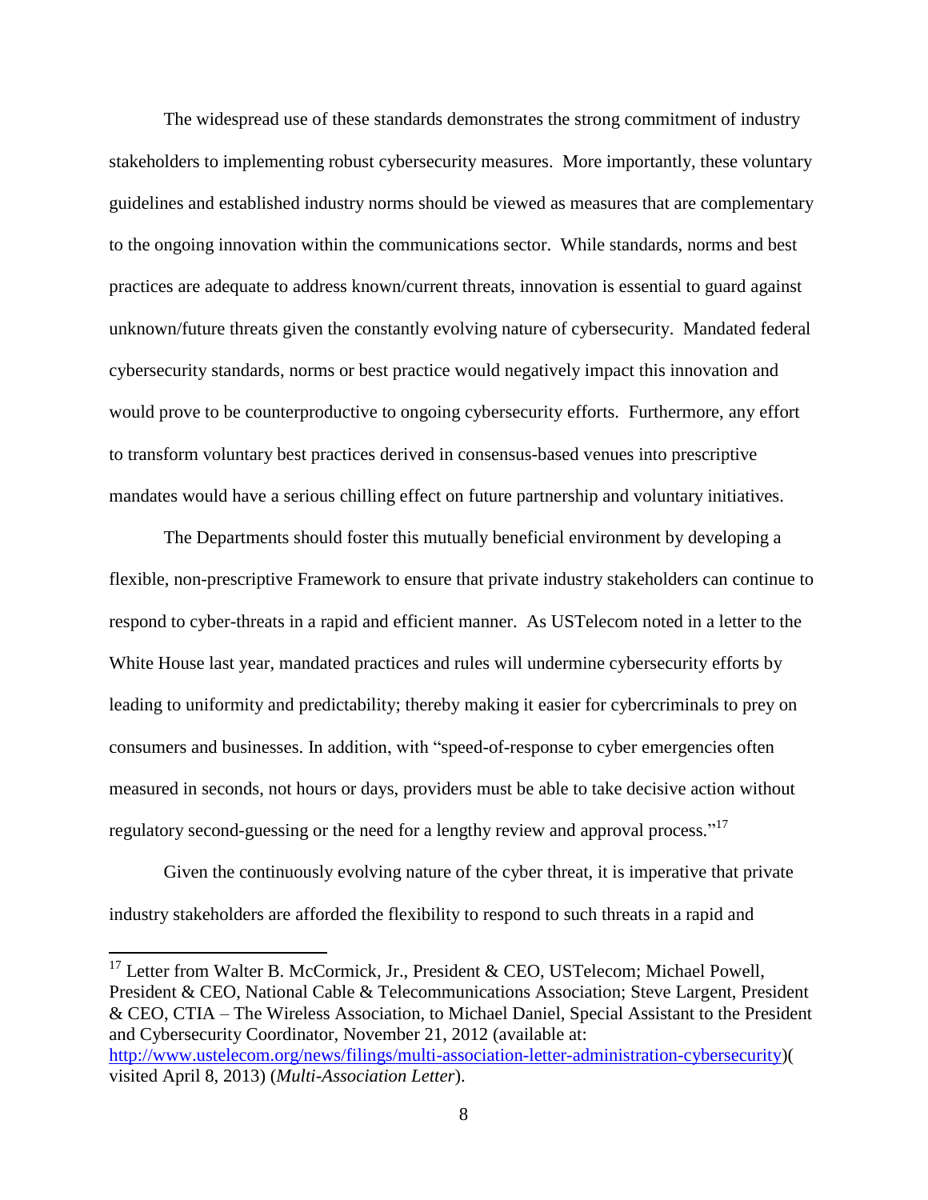The widespread use of these standards demonstrates the strong commitment of industry stakeholders to implementing robust cybersecurity measures. More importantly, these voluntary guidelines and established industry norms should be viewed as measures that are complementary to the ongoing innovation within the communications sector. While standards, norms and best practices are adequate to address known/current threats, innovation is essential to guard against unknown/future threats given the constantly evolving nature of cybersecurity. Mandated federal cybersecurity standards, norms or best practice would negatively impact this innovation and would prove to be counterproductive to ongoing cybersecurity efforts. Furthermore, any effort to transform voluntary best practices derived in consensus-based venues into prescriptive mandates would have a serious chilling effect on future partnership and voluntary initiatives.

The Departments should foster this mutually beneficial environment by developing a flexible, non-prescriptive Framework to ensure that private industry stakeholders can continue to respond to cyber-threats in a rapid and efficient manner. As USTelecom noted in a letter to the White House last year, mandated practices and rules will undermine cybersecurity efforts by leading to uniformity and predictability; thereby making it easier for cybercriminals to prey on consumers and businesses. In addition, with "speed-of-response to cyber emergencies often measured in seconds, not hours or days, providers must be able to take decisive action without regulatory second-guessing or the need for a lengthy review and approval process."[17]

Given the continuously evolving nature of the cyber threat, it is imperative that private industry stakeholders are afforded the flexibility to respond to such threats in a rapid and

---

[17] Letter from Walter B. McCormick, Jr., President & CEO, USTelecom; Michael Powell, President & CEO, National Cable & Telecommunications Association; Steve Largent, President & CEO, CTIA – The Wireless Association, to Michael Daniel, Special Assistant to the President and Cybersecurity Coordinator, November 21, 2012 (available at: http://www.ustelecom.org/news/filings/multi-association-letter-administration-cybersecurity)( visited April 8, 2013) (*Multi-Association Letter*).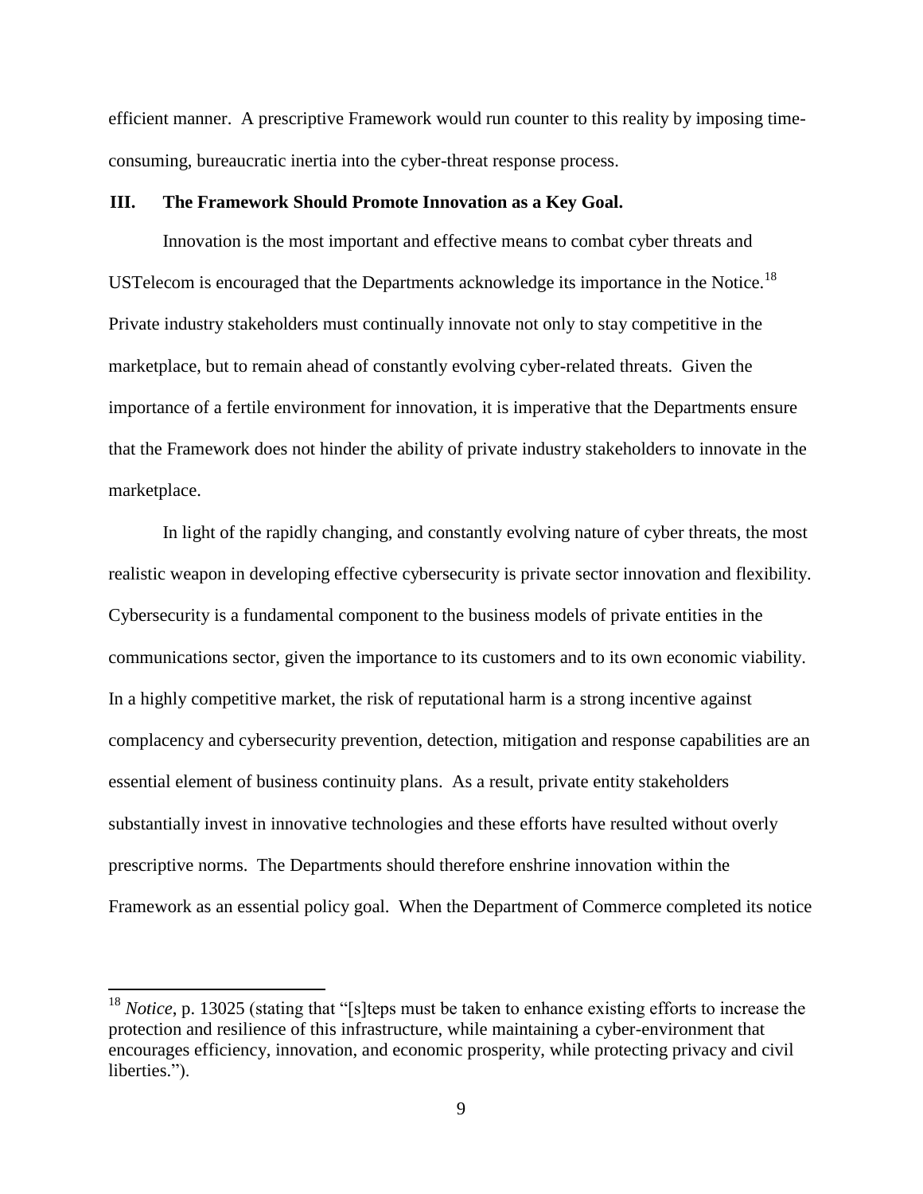efficient manner. A prescriptive Framework would run counter to this reality by imposing time-consuming, bureaucratic inertia into the cyber-threat response process.

## III. The Framework Should Promote Innovation as a Key Goal.

Innovation is the most important and effective means to combat cyber threats and USTelecom is encouraged that the Departments acknowledge its importance in the Notice.[18] Private industry stakeholders must continually innovate not only to stay competitive in the marketplace, but to remain ahead of constantly evolving cyber-related threats. Given the importance of a fertile environment for innovation, it is imperative that the Departments ensure that the Framework does not hinder the ability of private industry stakeholders to innovate in the marketplace.

In light of the rapidly changing, and constantly evolving nature of cyber threats, the most realistic weapon in developing effective cybersecurity is private sector innovation and flexibility. Cybersecurity is a fundamental component to the business models of private entities in the communications sector, given the importance to its customers and to its own economic viability. In a highly competitive market, the risk of reputational harm is a strong incentive against complacency and cybersecurity prevention, detection, mitigation and response capabilities are an essential element of business continuity plans. As a result, private entity stakeholders substantially invest in innovative technologies and these efforts have resulted without overly prescriptive norms. The Departments should therefore enshrine innovation within the Framework as an essential policy goal. When the Department of Commerce completed its notice

---

[18] *Notice*, p. 13025 (stating that "[s]teps must be taken to enhance existing efforts to increase the protection and resilience of this infrastructure, while maintaining a cyber-environment that encourages efficiency, innovation, and economic prosperity, while protecting privacy and civil liberties.").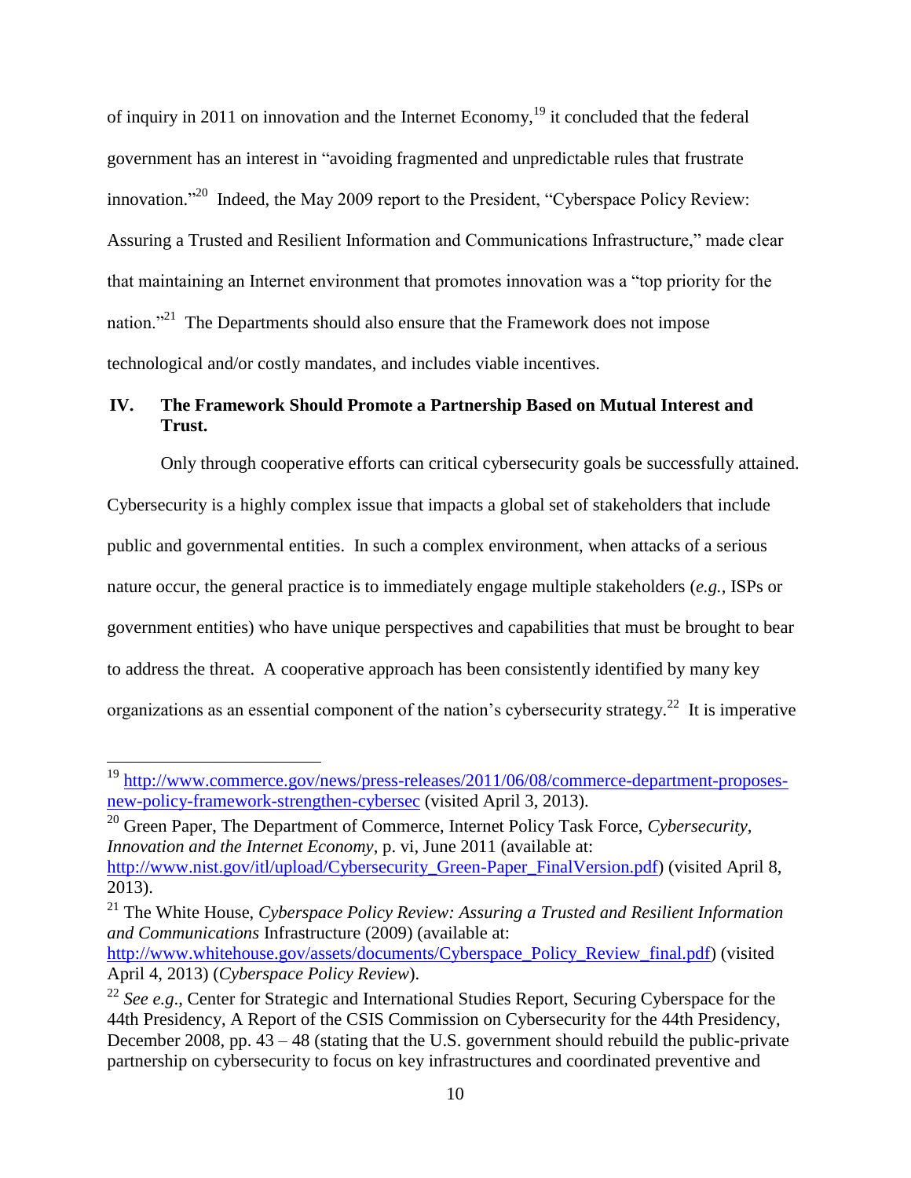of inquiry in 2011 on innovation and the Internet Economy,[19] it concluded that the federal government has an interest in "avoiding fragmented and unpredictable rules that frustrate innovation."[20] Indeed, the May 2009 report to the President, "Cyberspace Policy Review: Assuring a Trusted and Resilient Information and Communications Infrastructure," made clear that maintaining an Internet environment that promotes innovation was a "top priority for the nation."[21] The Departments should also ensure that the Framework does not impose technological and/or costly mandates, and includes viable incentives.

## IV. The Framework Should Promote a Partnership Based on Mutual Interest and Trust.

Only through cooperative efforts can critical cybersecurity goals be successfully attained. Cybersecurity is a highly complex issue that impacts a global set of stakeholders that include public and governmental entities. In such a complex environment, when attacks of a serious nature occur, the general practice is to immediately engage multiple stakeholders (*e.g.*, ISPs or government entities) who have unique perspectives and capabilities that must be brought to bear to address the threat. A cooperative approach has been consistently identified by many key organizations as an essential component of the nation's cybersecurity strategy.[22] It is imperative

---

[19] http://www.commerce.gov/news/press-releases/2011/06/08/commerce-department-proposes-new-policy-framework-strengthen-cybersec (visited April 3, 2013).

[20] Green Paper, The Department of Commerce, Internet Policy Task Force, *Cybersecurity, Innovation and the Internet Economy*, p. vi, June 2011 (available at: http://www.nist.gov/itl/upload/Cybersecurity_Green-Paper_FinalVersion.pdf) (visited April 8, 2013).

[21] The White House, *Cyberspace Policy Review: Assuring a Trusted and Resilient Information and Communications* Infrastructure (2009) (available at: http://www.whitehouse.gov/assets/documents/Cyberspace_Policy_Review_final.pdf) (visited April 4, 2013) (*Cyberspace Policy Review*).

[22] *See e.g*., Center for Strategic and International Studies Report, Securing Cyberspace for the 44th Presidency, A Report of the CSIS Commission on Cybersecurity for the 44th Presidency, December 2008, pp. 43 – 48 (stating that the U.S. government should rebuild the public-private partnership on cybersecurity to focus on key infrastructures and coordinated preventive and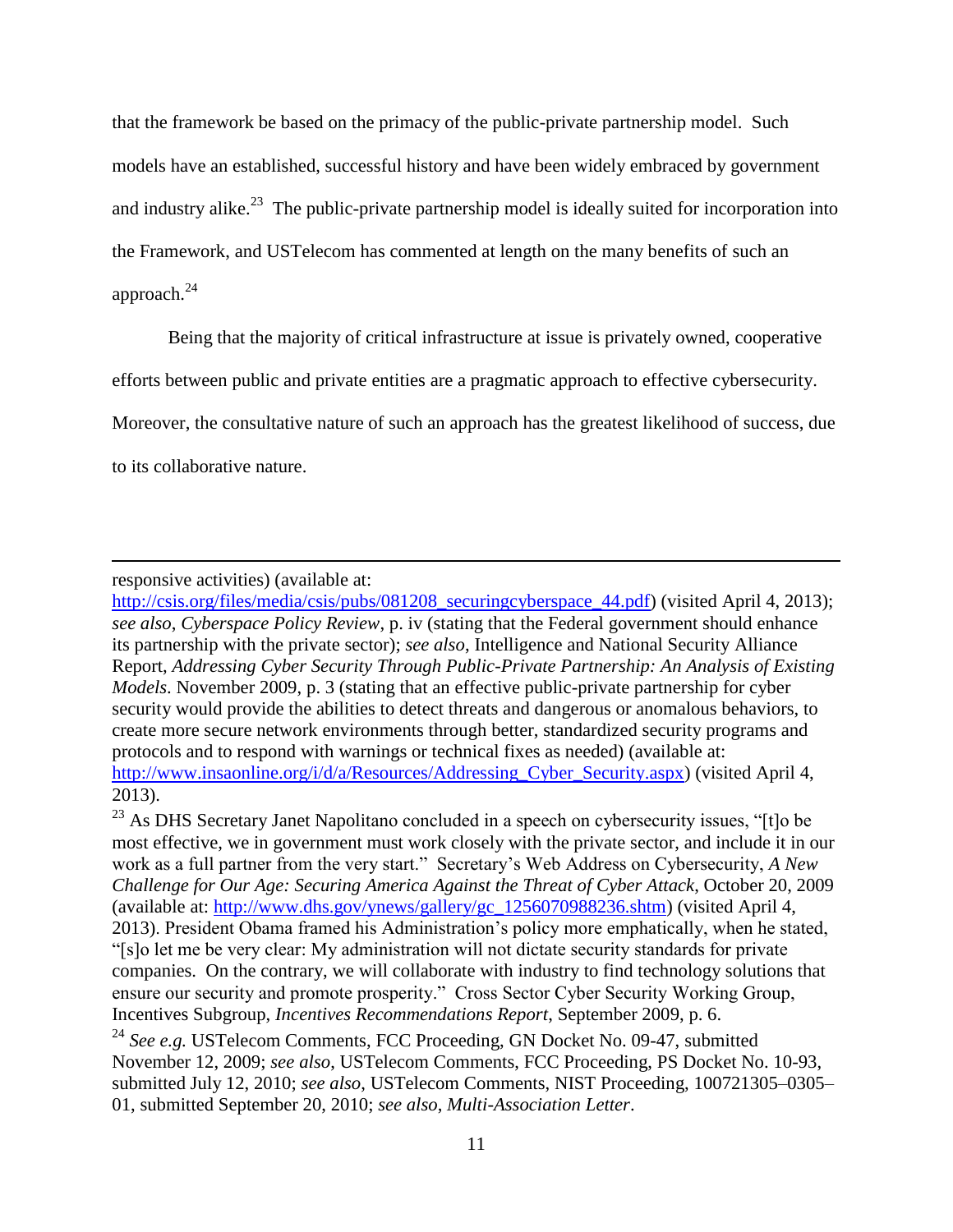that the framework be based on the primacy of the public-private partnership model. Such models have an established, successful history and have been widely embraced by government and industry alike.[23] The public-private partnership model is ideally suited for incorporation into the Framework, and USTelecom has commented at length on the many benefits of such an approach.[24]

Being that the majority of critical infrastructure at issue is privately owned, cooperative efforts between public and private entities are a pragmatic approach to effective cybersecurity. Moreover, the consultative nature of such an approach has the greatest likelihood of success, due to its collaborative nature.

---

responsive activities) (available at: http://csis.org/files/media/csis/pubs/081208_securingcyberspace_44.pdf) (visited April 4, 2013); *see also*, *Cyberspace Policy Review*, p. iv (stating that the Federal government should enhance its partnership with the private sector); *see also*, Intelligence and National Security Alliance Report, *Addressing Cyber Security Through Public-Private Partnership: An Analysis of Existing Models*. November 2009, p. 3 (stating that an effective public-private partnership for cyber security would provide the abilities to detect threats and dangerous or anomalous behaviors, to create more secure network environments through better, standardized security programs and protocols and to respond with warnings or technical fixes as needed) (available at: http://www.insaonline.org/i/d/a/Resources/Addressing_Cyber_Security.aspx) (visited April 4, 2013).

[23] As DHS Secretary Janet Napolitano concluded in a speech on cybersecurity issues, "[t]o be most effective, we in government must work closely with the private sector, and include it in our work as a full partner from the very start." Secretary's Web Address on Cybersecurity, *A New Challenge for Our Age: Securing America Against the Threat of Cyber Attack*, October 20, 2009 (available at: http://www.dhs.gov/ynews/gallery/gc_1256070988236.shtm) (visited April 4, 2013). President Obama framed his Administration's policy more emphatically, when he stated, "[s]o let me be very clear: My administration will not dictate security standards for private companies. On the contrary, we will collaborate with industry to find technology solutions that ensure our security and promote prosperity." Cross Sector Cyber Security Working Group, Incentives Subgroup, *Incentives Recommendations Report*, September 2009, p. 6.

[24] *See e.g.* USTelecom Comments, FCC Proceeding, GN Docket No. 09-47, submitted November 12, 2009; *see also*, USTelecom Comments, FCC Proceeding, PS Docket No. 10-93, submitted July 12, 2010; *see also*, USTelecom Comments, NIST Proceeding, 100721305–0305–01, submitted September 20, 2010; *see also*, *Multi-Association Letter*.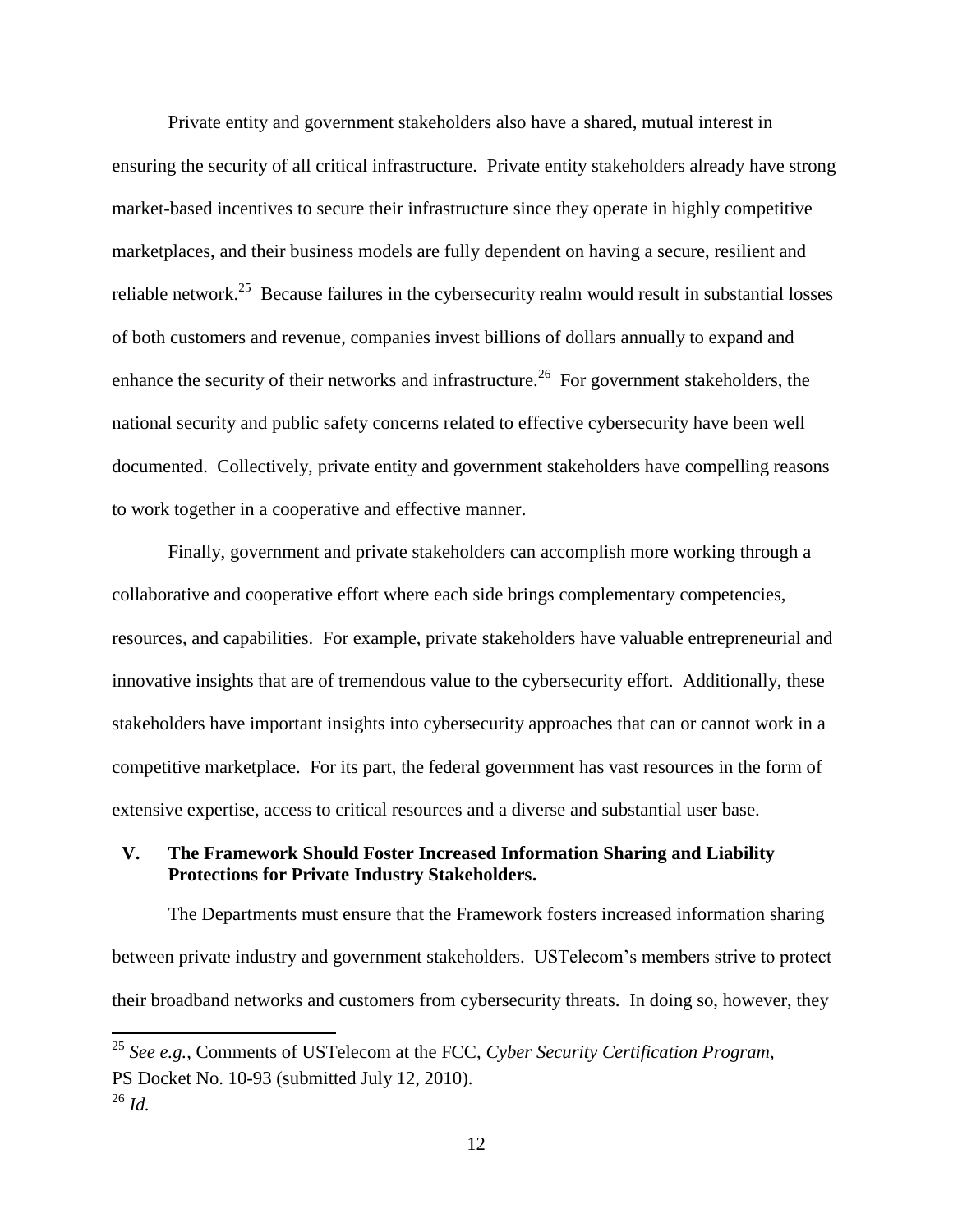Private entity and government stakeholders also have a shared, mutual interest in ensuring the security of all critical infrastructure. Private entity stakeholders already have strong market-based incentives to secure their infrastructure since they operate in highly competitive marketplaces, and their business models are fully dependent on having a secure, resilient and reliable network.[25] Because failures in the cybersecurity realm would result in substantial losses of both customers and revenue, companies invest billions of dollars annually to expand and enhance the security of their networks and infrastructure.[26] For government stakeholders, the national security and public safety concerns related to effective cybersecurity have been well documented. Collectively, private entity and government stakeholders have compelling reasons to work together in a cooperative and effective manner.

Finally, government and private stakeholders can accomplish more working through a collaborative and cooperative effort where each side brings complementary competencies, resources, and capabilities. For example, private stakeholders have valuable entrepreneurial and innovative insights that are of tremendous value to the cybersecurity effort. Additionally, these stakeholders have important insights into cybersecurity approaches that can or cannot work in a competitive marketplace. For its part, the federal government has vast resources in the form of extensive expertise, access to critical resources and a diverse and substantial user base.

## V. The Framework Should Foster Increased Information Sharing and Liability Protections for Private Industry Stakeholders.

The Departments must ensure that the Framework fosters increased information sharing between private industry and government stakeholders. USTelecom's members strive to protect their broadband networks and customers from cybersecurity threats. In doing so, however, they

---

[25] *See e.g.*, Comments of USTelecom at the FCC, *Cyber Security Certification Program*, PS Docket No. 10-93 (submitted July 12, 2010).

[26] *Id.*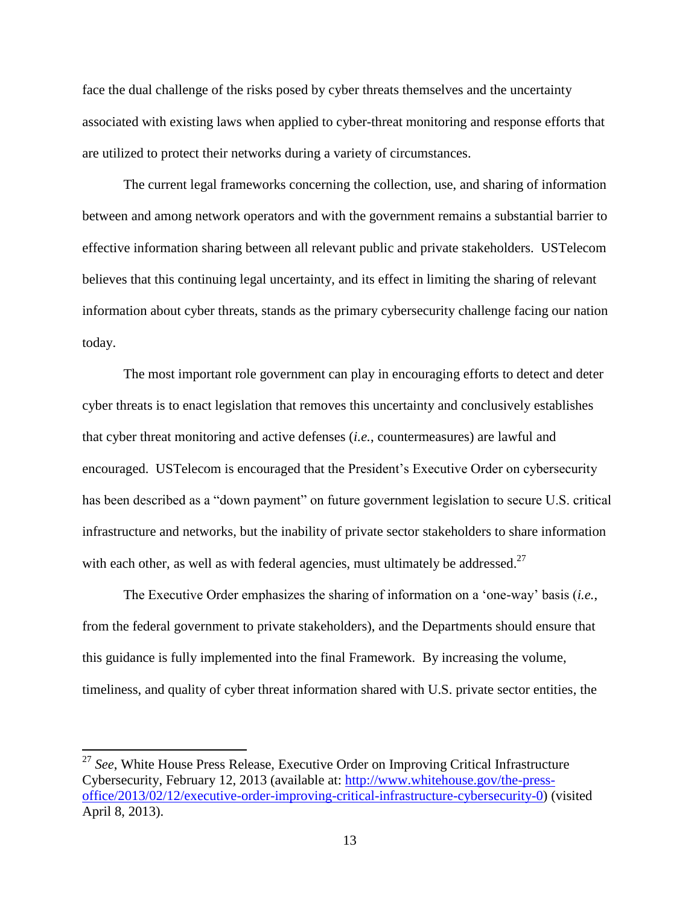face the dual challenge of the risks posed by cyber threats themselves and the uncertainty associated with existing laws when applied to cyber-threat monitoring and response efforts that are utilized to protect their networks during a variety of circumstances.

The current legal frameworks concerning the collection, use, and sharing of information between and among network operators and with the government remains a substantial barrier to effective information sharing between all relevant public and private stakeholders. USTelecom believes that this continuing legal uncertainty, and its effect in limiting the sharing of relevant information about cyber threats, stands as the primary cybersecurity challenge facing our nation today.

The most important role government can play in encouraging efforts to detect and deter cyber threats is to enact legislation that removes this uncertainty and conclusively establishes that cyber threat monitoring and active defenses (*i.e.*, countermeasures) are lawful and encouraged. USTelecom is encouraged that the President's Executive Order on cybersecurity has been described as a "down payment" on future government legislation to secure U.S. critical infrastructure and networks, but the inability of private sector stakeholders to share information with each other, as well as with federal agencies, must ultimately be addressed.[27]

The Executive Order emphasizes the sharing of information on a 'one-way' basis (*i.e.*, from the federal government to private stakeholders), and the Departments should ensure that this guidance is fully implemented into the final Framework. By increasing the volume, timeliness, and quality of cyber threat information shared with U.S. private sector entities, the

---

[27] *See*, White House Press Release, Executive Order on Improving Critical Infrastructure Cybersecurity, February 12, 2013 (available at: http://www.whitehouse.gov/the-press-office/2013/02/12/executive-order-improving-critical-infrastructure-cybersecurity-0) (visited April 8, 2013).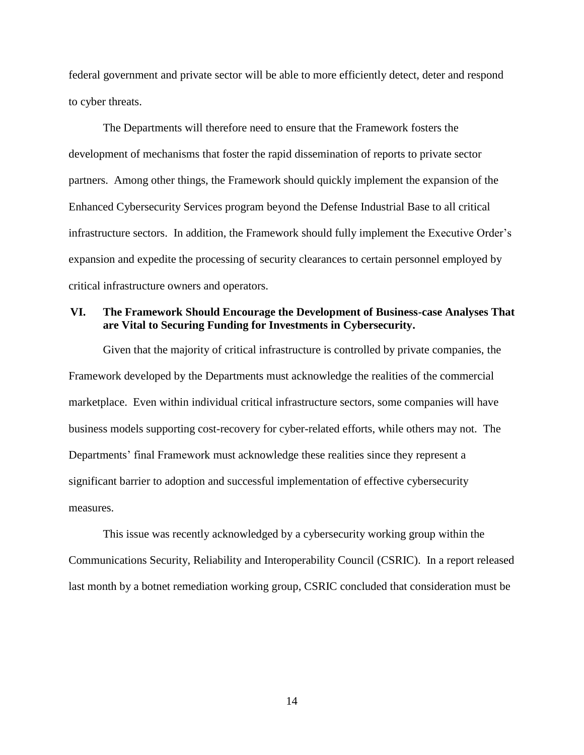federal government and private sector will be able to more efficiently detect, deter and respond to cyber threats.

The Departments will therefore need to ensure that the Framework fosters the development of mechanisms that foster the rapid dissemination of reports to private sector partners. Among other things, the Framework should quickly implement the expansion of the Enhanced Cybersecurity Services program beyond the Defense Industrial Base to all critical infrastructure sectors. In addition, the Framework should fully implement the Executive Order's expansion and expedite the processing of security clearances to certain personnel employed by critical infrastructure owners and operators.

## VI. The Framework Should Encourage the Development of Business-case Analyses That are Vital to Securing Funding for Investments in Cybersecurity.

Given that the majority of critical infrastructure is controlled by private companies, the Framework developed by the Departments must acknowledge the realities of the commercial marketplace. Even within individual critical infrastructure sectors, some companies will have business models supporting cost-recovery for cyber-related efforts, while others may not. The Departments' final Framework must acknowledge these realities since they represent a significant barrier to adoption and successful implementation of effective cybersecurity measures.

This issue was recently acknowledged by a cybersecurity working group within the Communications Security, Reliability and Interoperability Council (CSRIC). In a report released last month by a botnet remediation working group, CSRIC concluded that consideration must be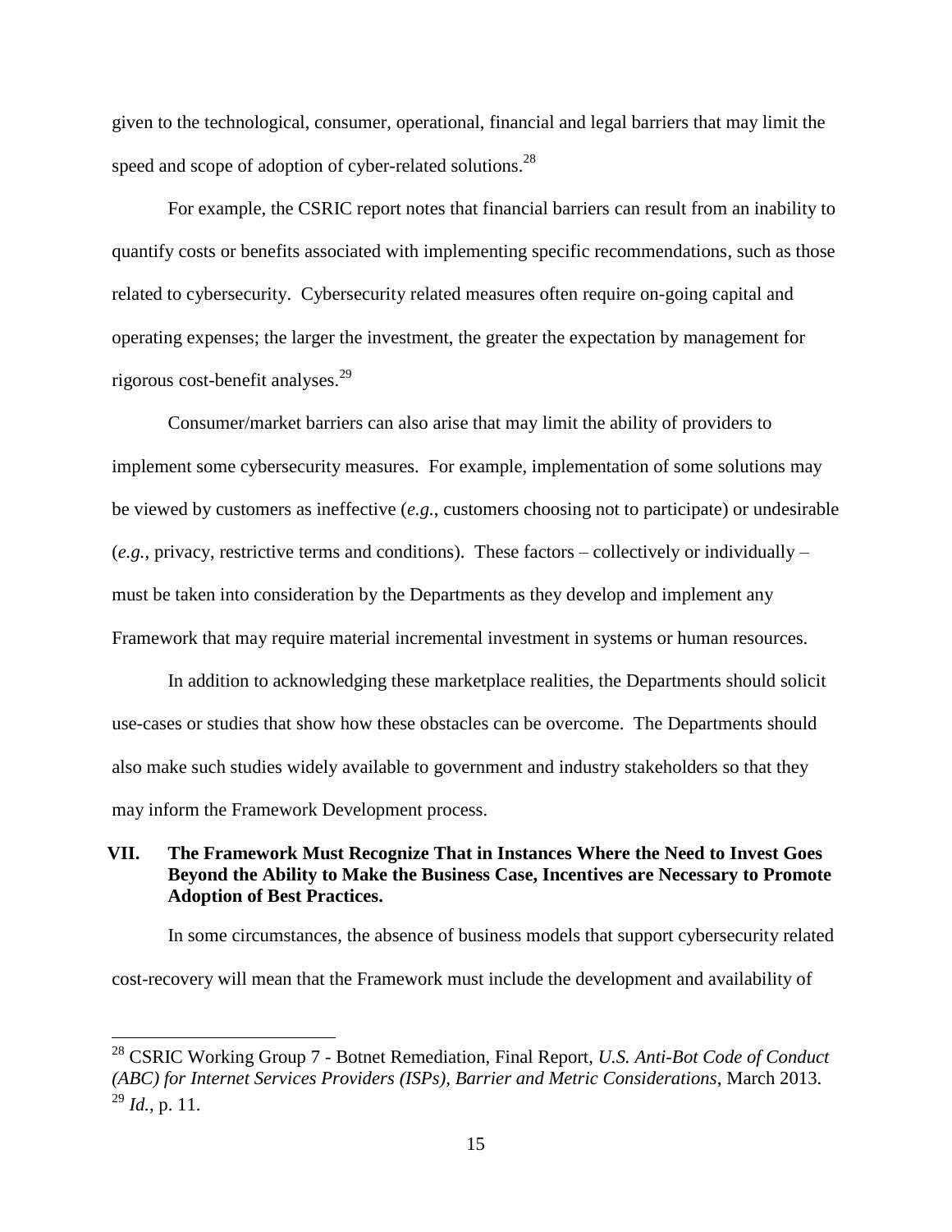given to the technological, consumer, operational, financial and legal barriers that may limit the speed and scope of adoption of cyber-related solutions.[28]

For example, the CSRIC report notes that financial barriers can result from an inability to quantify costs or benefits associated with implementing specific recommendations, such as those related to cybersecurity. Cybersecurity related measures often require on-going capital and operating expenses; the larger the investment, the greater the expectation by management for rigorous cost-benefit analyses.[29]

Consumer/market barriers can also arise that may limit the ability of providers to implement some cybersecurity measures. For example, implementation of some solutions may be viewed by customers as ineffective (*e.g.*, customers choosing not to participate) or undesirable (*e.g.*, privacy, restrictive terms and conditions). These factors – collectively or individually – must be taken into consideration by the Departments as they develop and implement any Framework that may require material incremental investment in systems or human resources.

In addition to acknowledging these marketplace realities, the Departments should solicit use-cases or studies that show how these obstacles can be overcome. The Departments should also make such studies widely available to government and industry stakeholders so that they may inform the Framework Development process.

## VII. The Framework Must Recognize That in Instances Where the Need to Invest Goes Beyond the Ability to Make the Business Case, Incentives are Necessary to Promote Adoption of Best Practices.

In some circumstances, the absence of business models that support cybersecurity related cost-recovery will mean that the Framework must include the development and availability of

---

[28] CSRIC Working Group 7 - Botnet Remediation, Final Report, *U.S. Anti-Bot Code of Conduct (ABC) for Internet Services Providers (ISPs), Barrier and Metric Considerations*, March 2013.

[29] *Id.*, p. 11.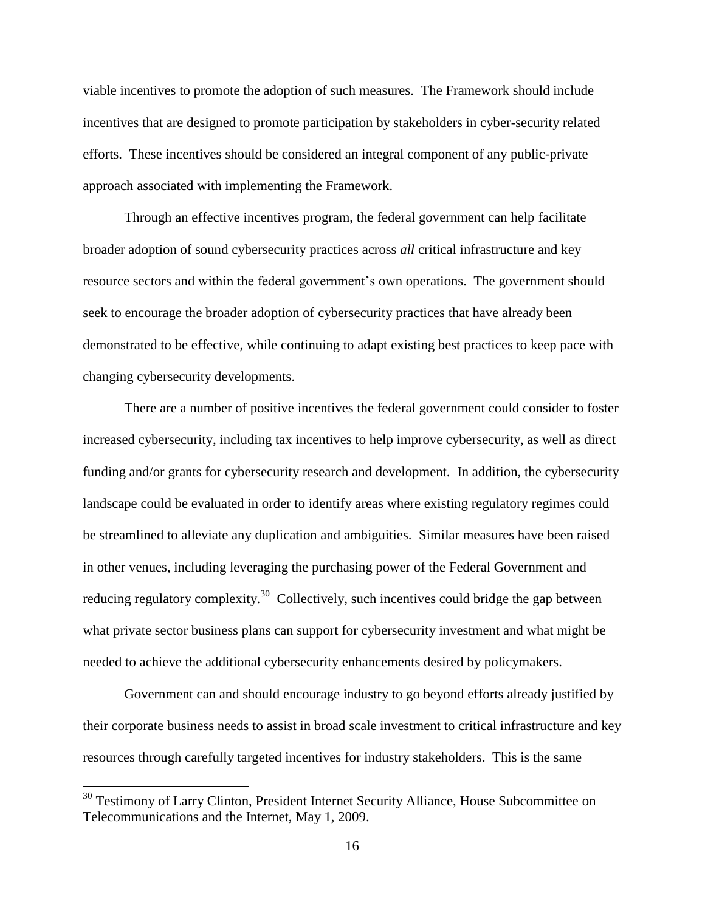viable incentives to promote the adoption of such measures. The Framework should include incentives that are designed to promote participation by stakeholders in cyber-security related efforts. These incentives should be considered an integral component of any public-private approach associated with implementing the Framework.

Through an effective incentives program, the federal government can help facilitate broader adoption of sound cybersecurity practices across *all* critical infrastructure and key resource sectors and within the federal government's own operations. The government should seek to encourage the broader adoption of cybersecurity practices that have already been demonstrated to be effective, while continuing to adapt existing best practices to keep pace with changing cybersecurity developments.

There are a number of positive incentives the federal government could consider to foster increased cybersecurity, including tax incentives to help improve cybersecurity, as well as direct funding and/or grants for cybersecurity research and development. In addition, the cybersecurity landscape could be evaluated in order to identify areas where existing regulatory regimes could be streamlined to alleviate any duplication and ambiguities. Similar measures have been raised in other venues, including leveraging the purchasing power of the Federal Government and reducing regulatory complexity.[30] Collectively, such incentives could bridge the gap between what private sector business plans can support for cybersecurity investment and what might be needed to achieve the additional cybersecurity enhancements desired by policymakers.

Government can and should encourage industry to go beyond efforts already justified by their corporate business needs to assist in broad scale investment to critical infrastructure and key resources through carefully targeted incentives for industry stakeholders. This is the same

---

[30] Testimony of Larry Clinton, President Internet Security Alliance, House Subcommittee on Telecommunications and the Internet, May 1, 2009.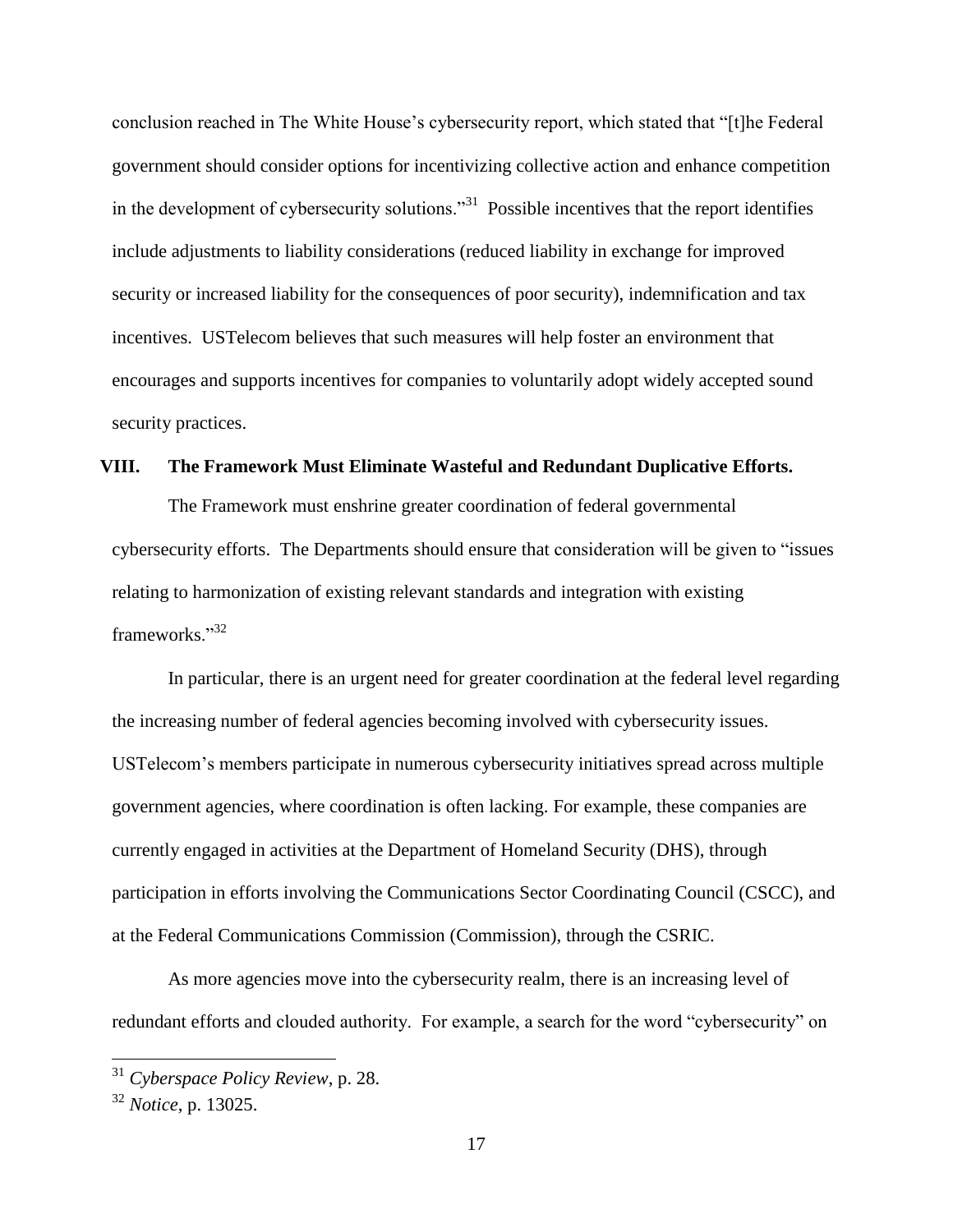conclusion reached in The White House's cybersecurity report, which stated that "[t]he Federal government should consider options for incentivizing collective action and enhance competition in the development of cybersecurity solutions."[31] Possible incentives that the report identifies include adjustments to liability considerations (reduced liability in exchange for improved security or increased liability for the consequences of poor security), indemnification and tax incentives. USTelecom believes that such measures will help foster an environment that encourages and supports incentives for companies to voluntarily adopt widely accepted sound security practices.

## VIII. The Framework Must Eliminate Wasteful and Redundant Duplicative Efforts.

The Framework must enshrine greater coordination of federal governmental cybersecurity efforts. The Departments should ensure that consideration will be given to "issues relating to harmonization of existing relevant standards and integration with existing frameworks."[32]

In particular, there is an urgent need for greater coordination at the federal level regarding the increasing number of federal agencies becoming involved with cybersecurity issues. USTelecom's members participate in numerous cybersecurity initiatives spread across multiple government agencies, where coordination is often lacking. For example, these companies are currently engaged in activities at the Department of Homeland Security (DHS), through participation in efforts involving the Communications Sector Coordinating Council (CSCC), and at the Federal Communications Commission (Commission), through the CSRIC.

As more agencies move into the cybersecurity realm, there is an increasing level of redundant efforts and clouded authority. For example, a search for the word "cybersecurity" on

---

[31] *Cyberspace Policy Review*, p. 28.

[32] *Notice*, p. 13025.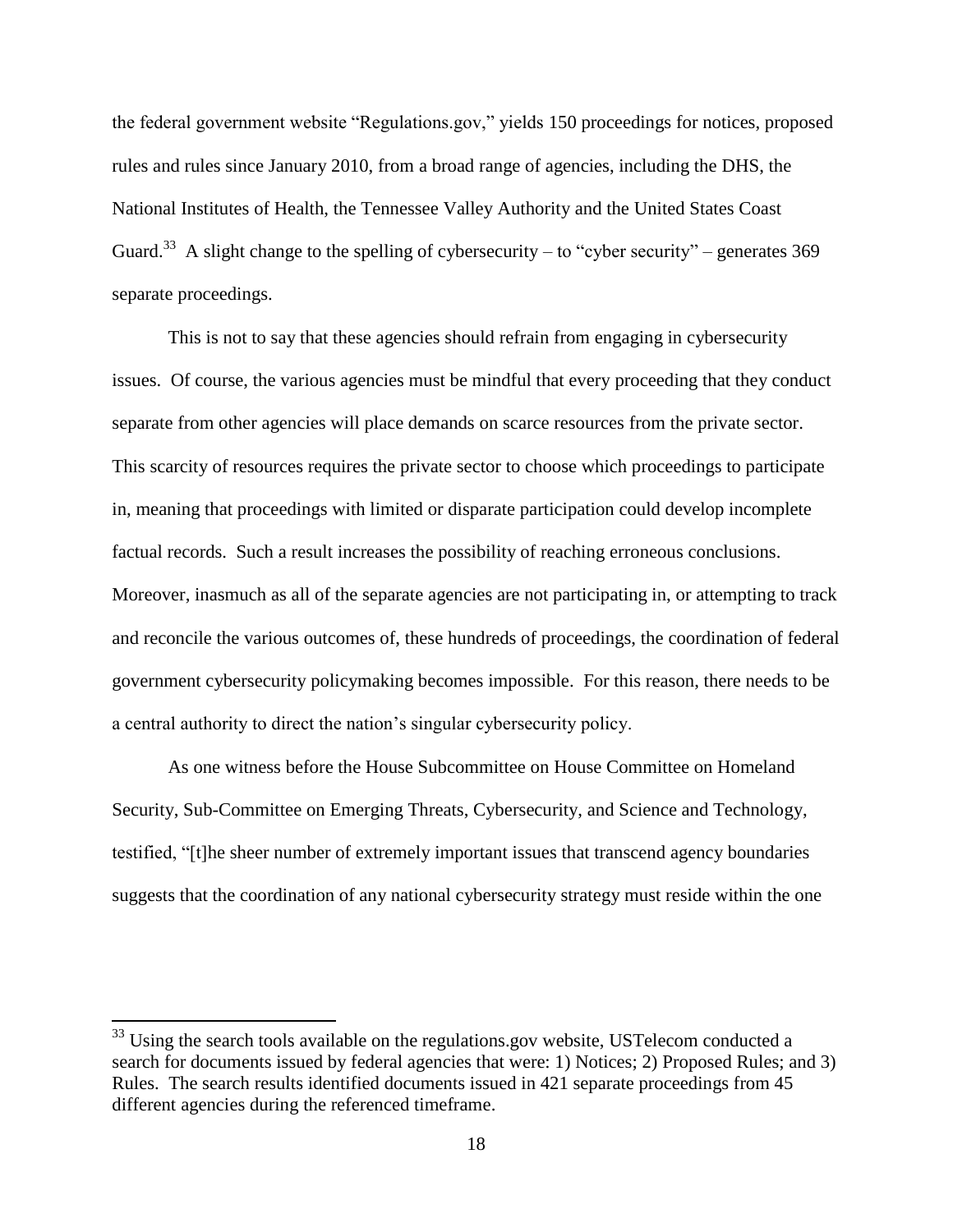the federal government website "Regulations.gov," yields 150 proceedings for notices, proposed rules and rules since January 2010, from a broad range of agencies, including the DHS, the National Institutes of Health, the Tennessee Valley Authority and the United States Coast Guard.[33] A slight change to the spelling of cybersecurity – to "cyber security" – generates 369 separate proceedings.

This is not to say that these agencies should refrain from engaging in cybersecurity issues. Of course, the various agencies must be mindful that every proceeding that they conduct separate from other agencies will place demands on scarce resources from the private sector. This scarcity of resources requires the private sector to choose which proceedings to participate in, meaning that proceedings with limited or disparate participation could develop incomplete factual records. Such a result increases the possibility of reaching erroneous conclusions. Moreover, inasmuch as all of the separate agencies are not participating in, or attempting to track and reconcile the various outcomes of, these hundreds of proceedings, the coordination of federal government cybersecurity policymaking becomes impossible. For this reason, there needs to be a central authority to direct the nation's singular cybersecurity policy.

As one witness before the House Subcommittee on House Committee on Homeland Security, Sub-Committee on Emerging Threats, Cybersecurity, and Science and Technology, testified, "[t]he sheer number of extremely important issues that transcend agency boundaries suggests that the coordination of any national cybersecurity strategy must reside within the one

---

[33] Using the search tools available on the regulations.gov website, USTelecom conducted a search for documents issued by federal agencies that were: 1) Notices; 2) Proposed Rules; and 3) Rules. The search results identified documents issued in 421 separate proceedings from 45 different agencies during the referenced timeframe.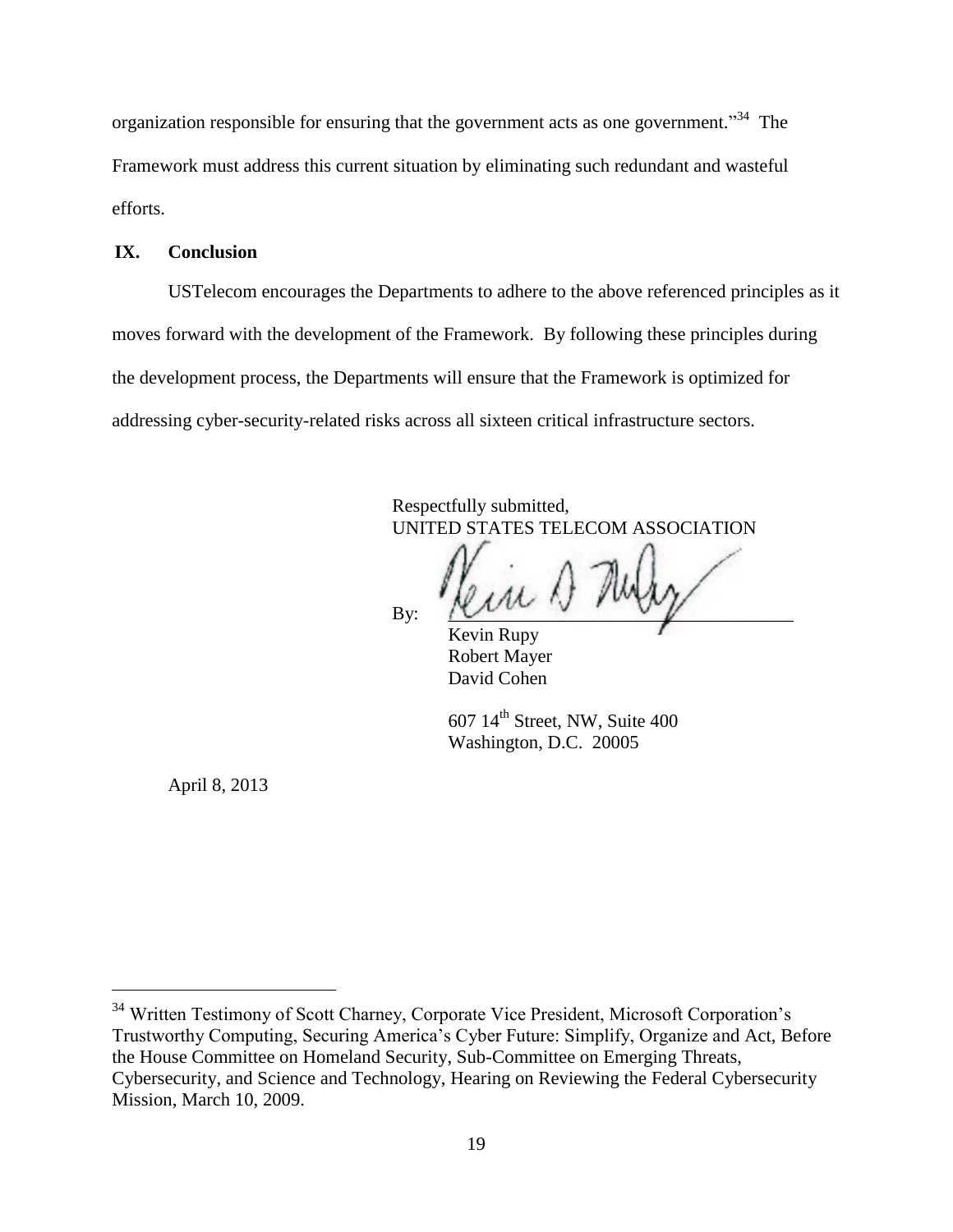organization responsible for ensuring that the government acts as one government."[34] The Framework must address this current situation by eliminating such redundant and wasteful efforts.

## IX. Conclusion

USTelecom encourages the Departments to adhere to the above referenced principles as it moves forward with the development of the Framework. By following these principles during the development process, the Departments will ensure that the Framework is optimized for addressing cyber-security-related risks across all sixteen critical infrastructure sectors.

Respectfully submitted,
UNITED STATES TELECOM ASSOCIATION

By: _______________________
Kevin Rupy
Robert Mayer
David Cohen

607 14th Street, NW, Suite 400
Washington, D.C. 20005

April 8, 2013

---

[34] Written Testimony of Scott Charney, Corporate Vice President, Microsoft Corporation's Trustworthy Computing, Securing America's Cyber Future: Simplify, Organize and Act, Before the House Committee on Homeland Security, Sub-Committee on Emerging Threats, Cybersecurity, and Science and Technology, Hearing on Reviewing the Federal Cybersecurity Mission, March 10, 2009.